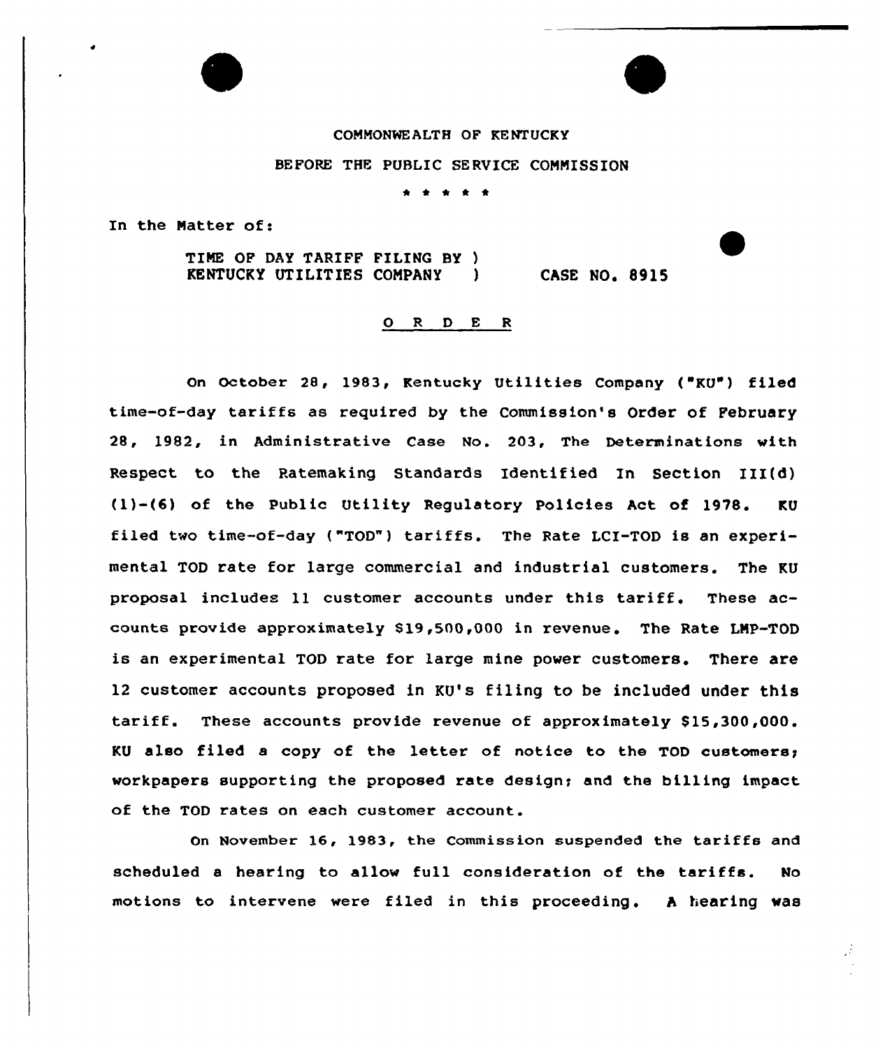COMMONWEALTH OF KENTUCKY

BEFORE THE PUBLIC SERVICE COMMISSION

\* \* \* \* \*

In the Matter of:

TIME OF DAY TARIFF FILING BY )
KENTUCKY UTILITIES COMPANY ) CASE NO. 8915

O R D E R

On October 28, 1983, Kentucky Utilities Company ("KU") filed time-of-day tariffs as required by the Commission's Order of February 28, 1982, in Administrative Case No. 203, The Determinations with Respect to the Ratemaking Standards Identified In Section III(d) (1)-(6) of the Public Utility Regulatory Policies Act of 1978. KU filed two time-of-day ("TOD") tariffs. The Rate LCI-TOD is an experimental TOD rate for large commercial and industrial customers. The KU proposal includes 11 customer accounts under this tariff. These accounts provide approximately $19,500,000 in revenue. The Rate LMP-TOD is an experimental TOD rate for large mine power customers. There are 12 customer accounts proposed in KU's filing to be included under this tariff. These accounts provide revenue of approximately $15,300,000. KU also filed a copy of the letter of notice to the TOD customers; workpapers supporting the proposed rate design; and the billing impact of the TOD rates on each customer account.

On November 16, 1983, the Commission suspended the tariffs and scheduled a hearing to allow full consideration of the tariffs. No motions to intervene were filed in this proceeding. A hearing was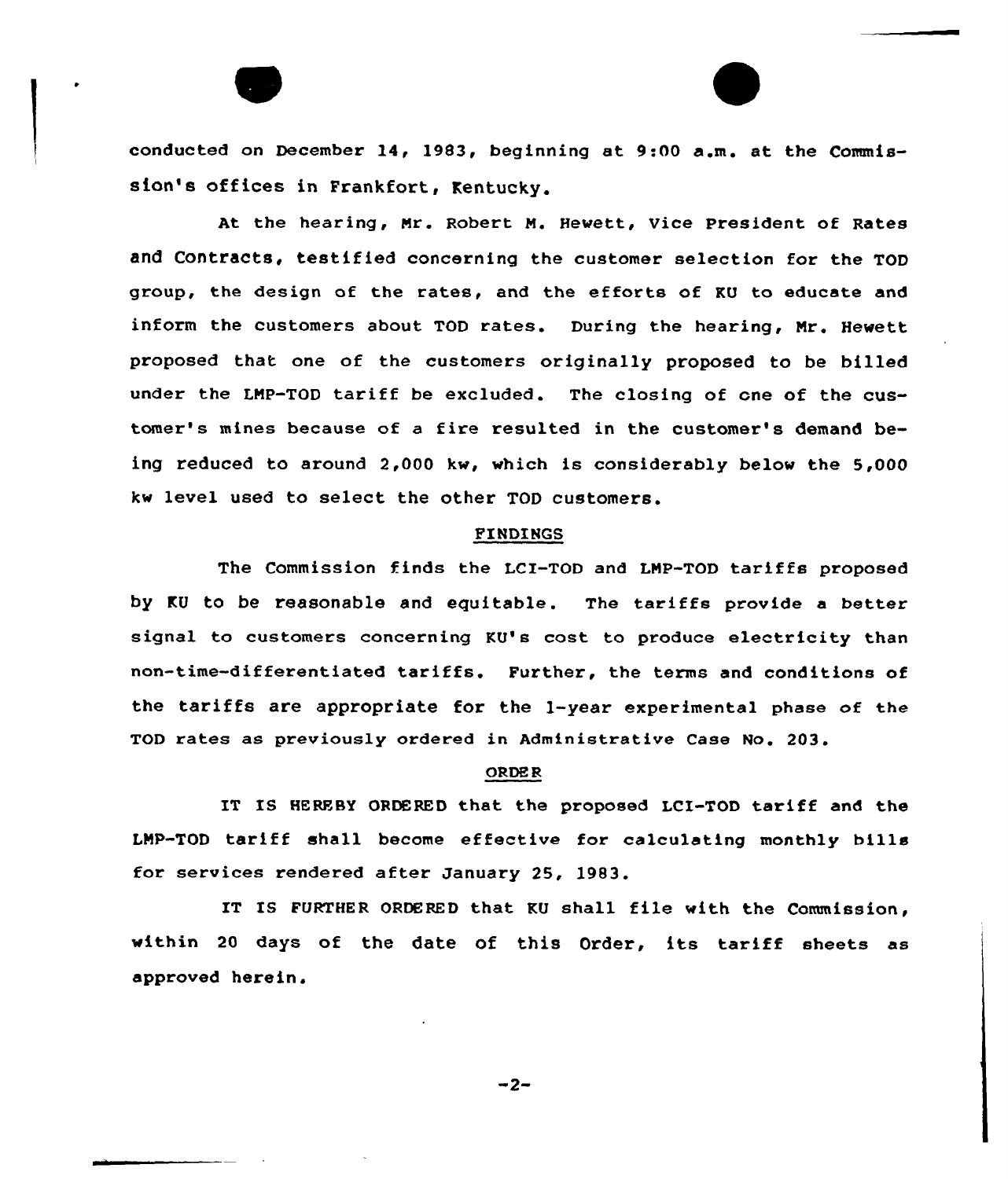conducted on December 14, 1983, beginning at 9:00 a.m. at the Commission's offices in Frankfort, Kentucky.

At the hearing, Mr. Robert M. Hewett, Vice President of Rates and Contracts, testified concerning the customer selection for the TOD group, the design of the rates, and the efforts of KU to educate and inform the customers about TOD rates. During the hearing, Mr. Hewett proposed that one of the customers originally proposed to be billed under the LMP-TOD tariff be excluded. The closing of one of the customer's mines because of a fire resulted in the customer's demand being reduced to around 2,000 kw, which is considerably below the 5,000 kw level used to select the other TOD customers.

## FINDINGS

The Commission finds the LCI-TOD and LMP-TOD tariffs proposed by KU to be reasonable and equitable. The tariffs provide a better signal to customers concerning KU's cost to produce electricity than non-time-differentiated tariffs. Further, the terms and conditions of the tariffs are appropriate for the 1-year experimental phase of the TOD rates as previously ordered in Administrative Case No. 203.

## ORDER

IT IS HEREBY ORDERED that the proposed LCI-TOD tariff and the LMP-TOD tariff shall become effective for calculating monthly bills for services rendered after January 25, 1983.

IT IS FURTHER ORDERED that KU shall file with the Commission, within 20 days of the date of this Order, its tariff sheets as approved herein.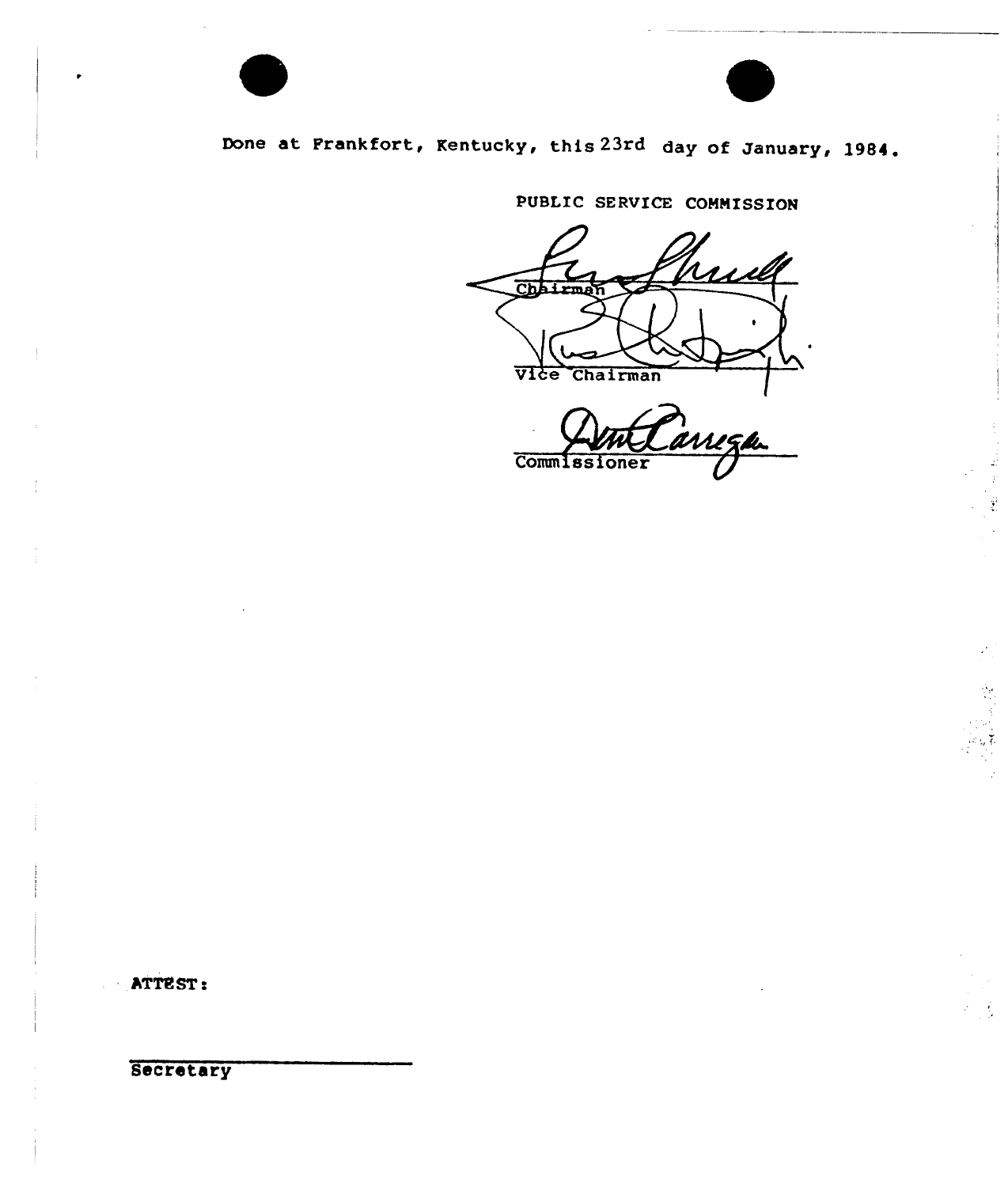Done at Frankfort, Kentucky, this 23rd day of January, 1984.

PUBLIC SERVICE COMMISSION

Chairman

Vice Chairman

Commissioner

ATTEST:

Secretary